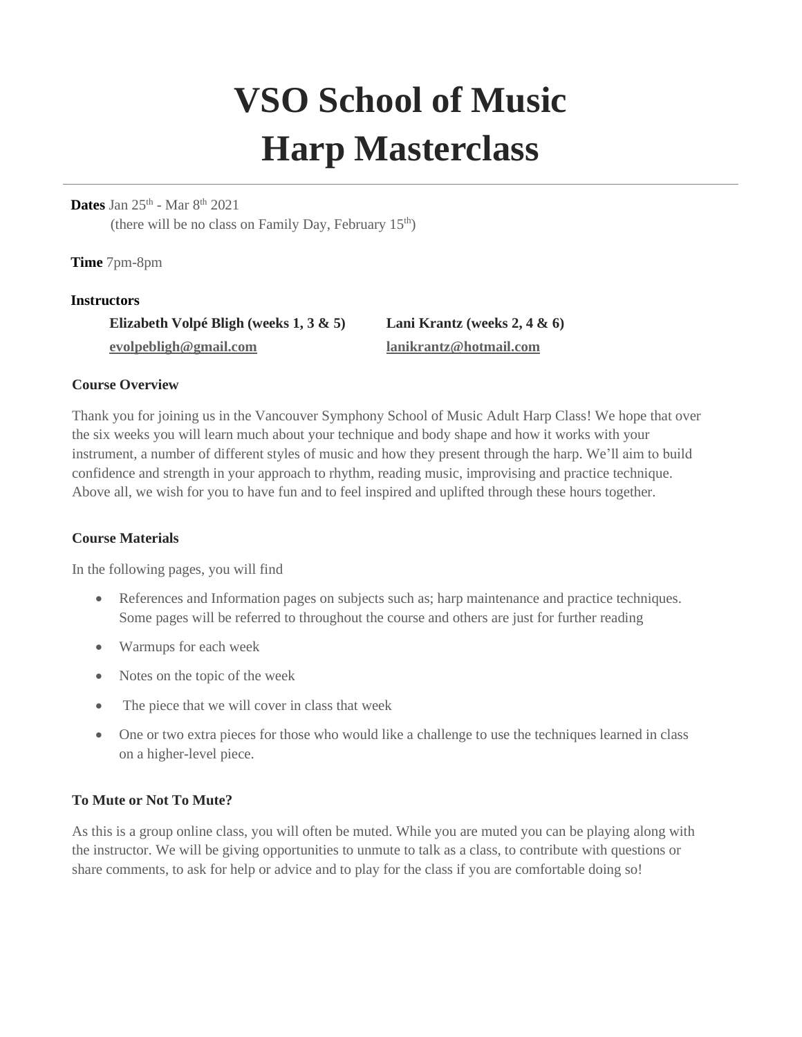# VSO School of Music
# Harp Masterclass

---

**Dates** Jan 25th - Mar 8th 2021
(there will be no class on Family Day, February 15th)

**Time** 7pm-8pm

**Instructors**

**Elizabeth Volpé Bligh (weeks 1, 3 & 5)**
**evolpebligh@gmail.com**

**Lani Krantz (weeks 2, 4 & 6)**
**lanikrantz@hotmail.com**

**Course Overview**

Thank you for joining us in the Vancouver Symphony School of Music Adult Harp Class! We hope that over the six weeks you will learn much about your technique and body shape and how it works with your instrument, a number of different styles of music and how they present through the harp. We'll aim to build confidence and strength in your approach to rhythm, reading music, improvising and practice technique. Above all, we wish for you to have fun and to feel inspired and uplifted through these hours together.

**Course Materials**

In the following pages, you will find

- References and Information pages on subjects such as; harp maintenance and practice techniques. Some pages will be referred to throughout the course and others are just for further reading
- Warmups for each week
- Notes on the topic of the week
- The piece that we will cover in class that week
- One or two extra pieces for those who would like a challenge to use the techniques learned in class on a higher-level piece.

**To Mute or Not To Mute?**

As this is a group online class, you will often be muted. While you are muted you can be playing along with the instructor. We will be giving opportunities to unmute to talk as a class, to contribute with questions or share comments, to ask for help or advice and to play for the class if you are comfortable doing so!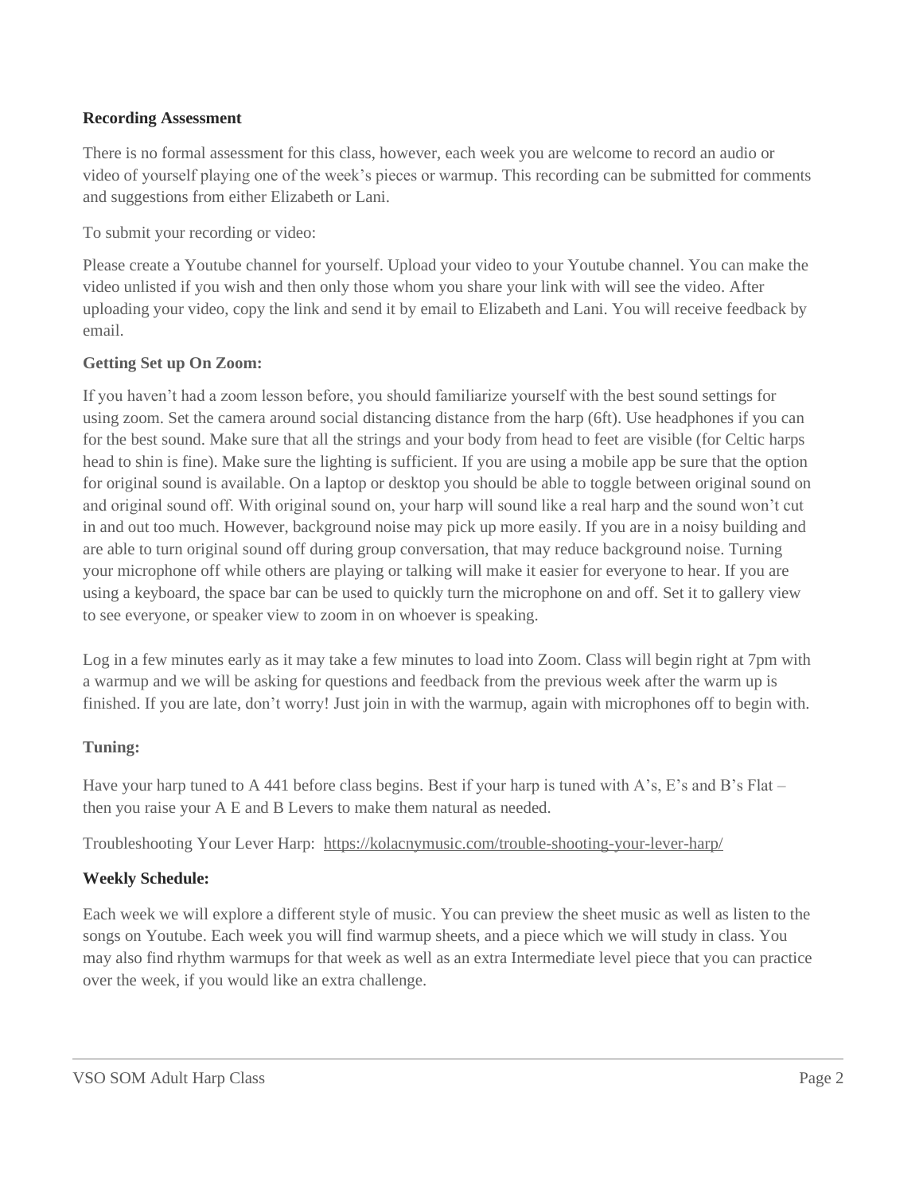**Recording Assessment**

There is no formal assessment for this class, however, each week you are welcome to record an audio or video of yourself playing one of the week's pieces or warmup. This recording can be submitted for comments and suggestions from either Elizabeth or Lani.

To submit your recording or video:

Please create a Youtube channel for yourself. Upload your video to your Youtube channel. You can make the video unlisted if you wish and then only those whom you share your link with will see the video. After uploading your video, copy the link and send it by email to Elizabeth and Lani. You will receive feedback by email.

**Getting Set up On Zoom:**

If you haven't had a zoom lesson before, you should familiarize yourself with the best sound settings for using zoom. Set the camera around social distancing distance from the harp (6ft). Use headphones if you can for the best sound. Make sure that all the strings and your body from head to feet are visible (for Celtic harps head to shin is fine). Make sure the lighting is sufficient. If you are using a mobile app be sure that the option for original sound is available. On a laptop or desktop you should be able to toggle between original sound on and original sound off. With original sound on, your harp will sound like a real harp and the sound won't cut in and out too much. However, background noise may pick up more easily. If you are in a noisy building and are able to turn original sound off during group conversation, that may reduce background noise. Turning your microphone off while others are playing or talking will make it easier for everyone to hear. If you are using a keyboard, the space bar can be used to quickly turn the microphone on and off. Set it to gallery view to see everyone, or speaker view to zoom in on whoever is speaking.

Log in a few minutes early as it may take a few minutes to load into Zoom. Class will begin right at 7pm with a warmup and we will be asking for questions and feedback from the previous week after the warm up is finished. If you are late, don't worry! Just join in with the warmup, again with microphones off to begin with.

**Tuning:**

Have your harp tuned to A 441 before class begins. Best if your harp is tuned with A's, E's and B's Flat – then you raise your A E and B Levers to make them natural as needed.

Troubleshooting Your Lever Harp: https://kolacnymusic.com/trouble-shooting-your-lever-harp/

**Weekly Schedule:**

Each week we will explore a different style of music. You can preview the sheet music as well as listen to the songs on Youtube. Each week you will find warmup sheets, and a piece which we will study in class. You may also find rhythm warmups for that week as well as an extra Intermediate level piece that you can practice over the week, if you would like an extra challenge.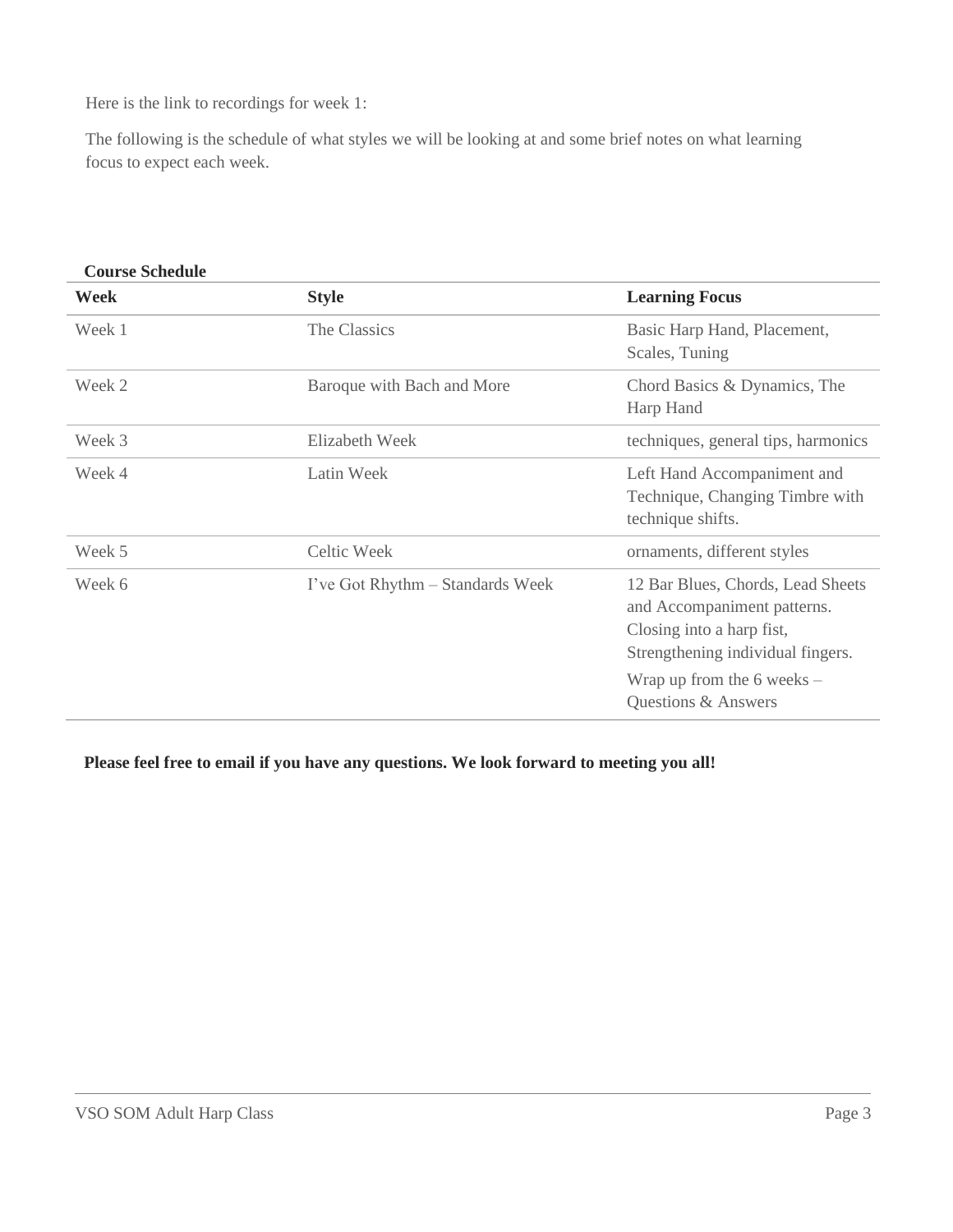Here is the link to recordings for week 1:

The following is the schedule of what styles we will be looking at and some brief notes on what learning focus to expect each week.

**Course Schedule**

| Week | Style | Learning Focus |
|---|---|---|
| Week 1 | The Classics | Basic Harp Hand, Placement, Scales, Tuning |
| Week 2 | Baroque with Bach and More | Chord Basics & Dynamics, The Harp Hand |
| Week 3 | Elizabeth Week | techniques, general tips, harmonics |
| Week 4 | Latin Week | Left Hand Accompaniment and Technique, Changing Timbre with technique shifts. |
| Week 5 | Celtic Week | ornaments, different styles |
| Week 6 | I've Got Rhythm – Standards Week | 12 Bar Blues, Chords, Lead Sheets and Accompaniment patterns. Closing into a harp fist, Strengthening individual fingers. Wrap up from the 6 weeks – Questions & Answers |

**Please feel free to email if you have any questions. We look forward to meeting you all!**